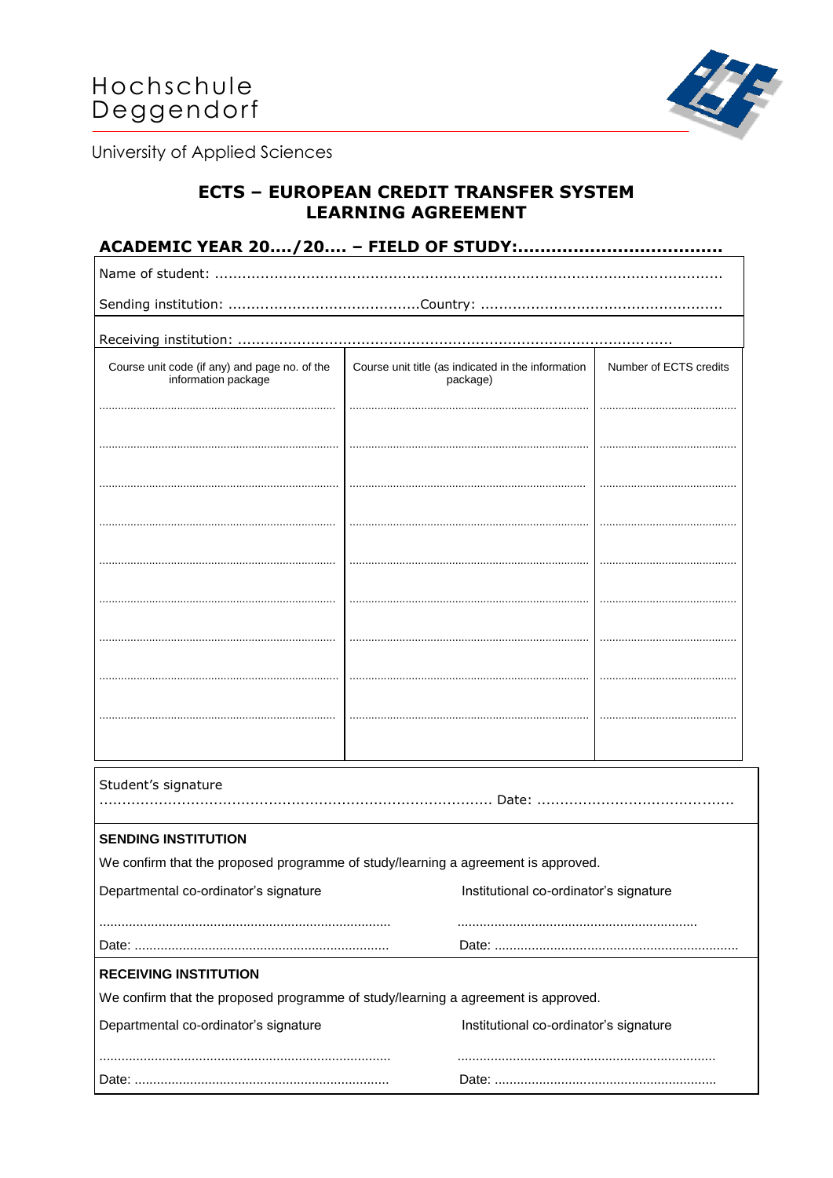Hochschule Deggendorf

University of Applied Sciences

# ECTS – EUROPEAN CREDIT TRANSFER SYSTEM
# LEARNING AGREEMENT

## ACADEMIC YEAR 20..../20.... – FIELD OF STUDY:....................................

Name of student: .............................................................................................................

Sending institution: .........................................Country: ....................................................

Receiving institution: ..............................................................................................

| Course unit code (if any) and page no. of the information package | Course unit title (as indicated in the information package) | Number of ECTS credits |
|---|---|---|
| ........................................................................... | ........................................................................... | ........................................... |
| ........................................................................... | ........................................................................... | ........................................... |
| ........................................................................... | ........................................................................... | ........................................... |
| ........................................................................... | ........................................................................... | ........................................... |
| ........................................................................... | ........................................................................... | ........................................... |
| ........................................................................... | ........................................................................... | ........................................... |
| ........................................................................... | ........................................................................... | ........................................... |
| ........................................................................... | ........................................................................... | ........................................... |
| ........................................................................... | ........................................................................... | ........................................... |

Student's signature

..................................................................................... Date: ...........................................

**SENDING INSTITUTION**

We confirm that the proposed programme of study/learning a agreement is approved.

| Departmental co-ordinator's signature | Institutional co-ordinator's signature |
|---|---|
| ............................................................................. | ................................................................ |
| Date: ..................................................................... | Date: ................................................................. |

**RECEIVING INSTITUTION**

We confirm that the proposed programme of study/learning a agreement is approved.

| Departmental co-ordinator's signature | Institutional co-ordinator's signature |
|---|---|
| ............................................................................. | .................................................................... |
| Date: ..................................................................... | Date: ........................................................... |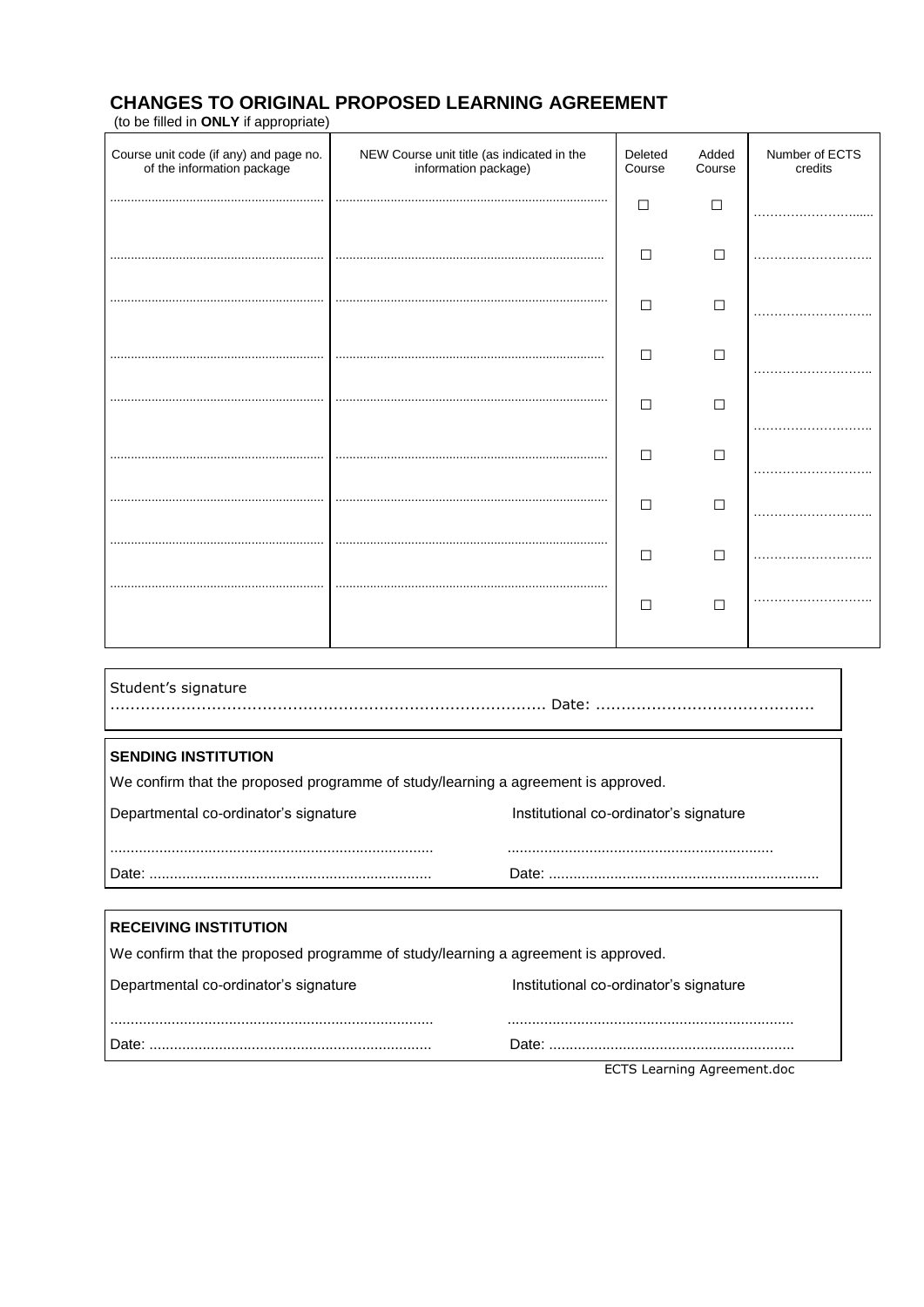## CHANGES TO ORIGINAL PROPOSED LEARNING AGREEMENT

(to be filled in **ONLY** if appropriate)

| Course unit code (if any) and page no. of the information package | NEW Course unit title (as indicated in the information package) | Deleted Course | Added Course | Number of ECTS credits |
|---|---|---|---|---|
| ............................................................. | ............................................................................ | ☐ | ☐ | ............................ |
| ............................................................. | ............................................................................ | ☐ | ☐ | ............................ |
| ............................................................. | ............................................................................ | ☐ | ☐ | ............................ |
| ............................................................. | ............................................................................ | ☐ | ☐ | ............................ |
| ............................................................. | ............................................................................ | ☐ | ☐ | ............................ |
| ............................................................. | ............................................................................ | ☐ | ☐ | ............................ |
| ............................................................. | ............................................................................ | ☐ | ☐ | ............................ |
| ............................................................. | ............................................................................ | ☐ | ☐ | ............................ |
| ............................................................. | ............................................................................ | ☐ | ☐ | ............................ |

Student's signature

.................................................................................... Date: ...........................................

**SENDING INSTITUTION**

We confirm that the proposed programme of study/learning a agreement is approved.

| Departmental co-ordinator's signature | Institutional co-ordinator's signature |
|---|---|
| .............................................................................. | ................................................................ |
| Date: ..................................................................... | Date: .................................................................. |

**RECEIVING INSTITUTION**

We confirm that the proposed programme of study/learning a agreement is approved.

| Departmental co-ordinator's signature | Institutional co-ordinator's signature |
|---|---|
| .............................................................................. | ...................................................................... |
| Date: ..................................................................... | Date: ........................................................... |